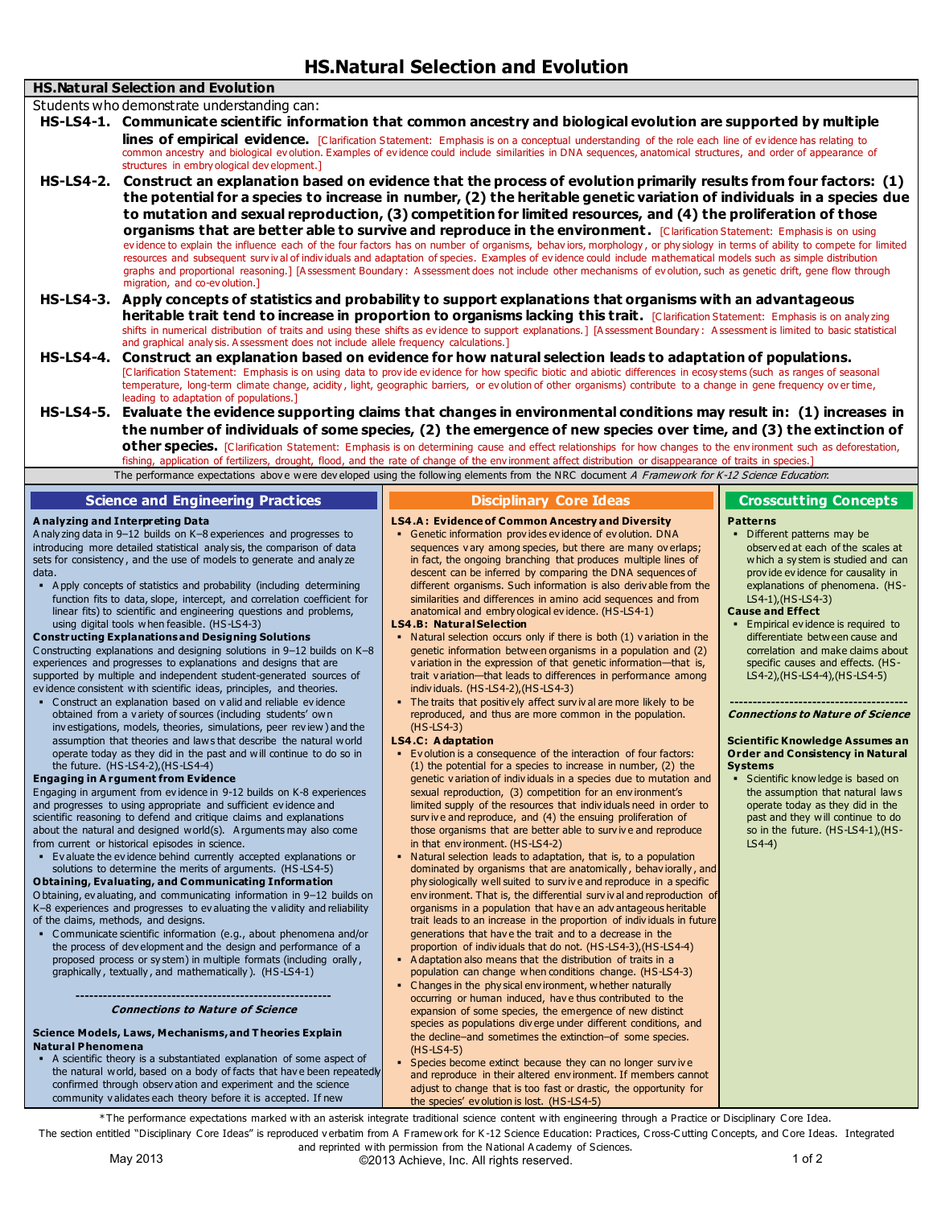# HS.Natural Selection and Evolution

## HS.Natural Selection and Evolution

Students who demonstrate understanding can:

**HS-LS4-1. Communicate scientific information that common ancestry and biological evolution are supported by multiple lines of empirical evidence.** [Clarification Statement: Emphasis is on a conceptual understanding of the role each line of evidence has relating to common ancestry and biological evolution. Examples of evidence could include similarities in DNA sequences, anatomical structures, and order of appearance of structures in embryological development.]

**HS-LS4-2. Construct an explanation based on evidence that the process of evolution primarily results from four factors: (1) the potential for a species to increase in number, (2) the heritable genetic variation of individuals in a species due to mutation and sexual reproduction, (3) competition for limited resources, and (4) the proliferation of those organisms that are better able to survive and reproduce in the environment.** [Clarification Statement: Emphasis is on using evidence to explain the influence each of the four factors has on number of organisms, behaviors, morphology, or physiology in terms of ability to compete for limited resources and subsequent survival of individuals and adaptation of species. Examples of evidence could include mathematical models such as simple distribution graphs and proportional reasoning.] [Assessment Boundary: Assessment does not include other mechanisms of evolution, such as genetic drift, gene flow through migration, and co-evolution.]

**HS-LS4-3. Apply concepts of statistics and probability to support explanations that organisms with an advantageous heritable trait tend to increase in proportion to organisms lacking this trait.** [Clarification Statement: Emphasis is on analyzing shifts in numerical distribution of traits and using these shifts as evidence to support explanations.] [Assessment Boundary: Assessment is limited to basic statistical and graphical analysis. Assessment does not include allele frequency calculations.]

**HS-LS4-4. Construct an explanation based on evidence for how natural selection leads to adaptation of populations.** [Clarification Statement: Emphasis is on using data to provide evidence for how specific biotic and abiotic differences in ecosystems (such as ranges of seasonal temperature, long-term climate change, acidity, light, geographic barriers, or evolution of other organisms) contribute to a change in gene frequency over time, leading to adaptation of populations.]

**HS-LS4-5. Evaluate the evidence supporting claims that changes in environmental conditions may result in: (1) increases in the number of individuals of some species, (2) the emergence of new species over time, and (3) the extinction of other species.** [Clarification Statement: Emphasis is on determining cause and effect relationships for how changes to the environment such as deforestation, fishing, application of fertilizers, drought, flood, and the rate of change of the environment affect distribution or disappearance of traits in species.]

The performance expectations above were developed using the following elements from the NRC document *A Framework for K-12 Science Education*:

### Science and Engineering Practices

**Analyzing and Interpreting Data**

Analyzing data in 9–12 builds on K–8 experiences and progresses to introducing more detailed statistical analysis, the comparison of data sets for consistency, and the use of models to generate and analyze data.

- Apply concepts of statistics and probability (including determining function fits to data, slope, intercept, and correlation coefficient for linear fits) to scientific and engineering questions and problems, using digital tools when feasible. (HS-LS4-3)

**Constructing Explanations and Designing Solutions**

Constructing explanations and designing solutions in 9–12 builds on K–8 experiences and progresses to explanations and designs that are supported by multiple and independent student-generated sources of evidence consistent with scientific ideas, principles, and theories.

- Construct an explanation based on valid and reliable evidence obtained from a variety of sources (including students' own investigations, models, theories, simulations, peer review) and the assumption that theories and laws that describe the natural world operate today as they did in the past and will continue to do so in the future. (HS-LS4-2),(HS-LS4-4)

**Engaging in Argument from Evidence**

Engaging in argument from evidence in 9-12 builds on K-8 experiences and progresses to using appropriate and sufficient evidence and scientific reasoning to defend and critique claims and explanations about the natural and designed world(s). Arguments may also come from current or historical episodes in science.

- Evaluate the evidence behind currently accepted explanations or solutions to determine the merits of arguments. (HS-LS4-5)

**Obtaining, Evaluating, and Communicating Information**

Obtaining, evaluating, and communicating information in 9–12 builds on K–8 experiences and progresses to evaluating the validity and reliability of the claims, methods, and designs.

- Communicate scientific information (e.g., about phenomena and/or the process of development and the design and performance of a proposed process or system) in multiple formats (including orally, graphically, textually, and mathematically). (HS-LS4-1)

---

*Connections to Nature of Science*

**Science Models, Laws, Mechanisms, and Theories Explain Natural Phenomena**

- A scientific theory is a substantiated explanation of some aspect of the natural world, based on a body of facts that have been repeatedly confirmed through observation and experiment and the science community validates each theory before it is accepted. If new

### Disciplinary Core Ideas

**LS4.A: Evidence of Common Ancestry and Diversity**

- Genetic information provides evidence of evolution. DNA sequences vary among species, but there are many overlaps; in fact, the ongoing branching that produces multiple lines of descent can be inferred by comparing the DNA sequences of different organisms. Such information is also derivable from the similarities and differences in amino acid sequences and from anatomical and embryological evidence. (HS-LS4-1)

**LS4.B: Natural Selection**

- Natural selection occurs only if there is both (1) variation in the genetic information between organisms in a population and (2) variation in the expression of that genetic information—that is, trait variation—that leads to differences in performance among individuals. (HS-LS4-2),(HS-LS4-3)
- The traits that positively affect survival are more likely to be reproduced, and thus are more common in the population. (HS-LS4-3)

**LS4.C: Adaptation**

- Evolution is a consequence of the interaction of four factors: (1) the potential for a species to increase in number, (2) the genetic variation of individuals in a species due to mutation and sexual reproduction, (3) competition for an environment's limited supply of the resources that individuals need in order to survive and reproduce, and (4) the ensuing proliferation of those organisms that are better able to survive and reproduce in that environment. (HS-LS4-2)
- Natural selection leads to adaptation, that is, to a population dominated by organisms that are anatomically, behaviorally, and physiologically well suited to survive and reproduce in a specific environment. That is, the differential survival and reproduction of organisms in a population that have an advantageous heritable trait leads to an increase in the proportion of individuals in future generations that have the trait and to a decrease in the proportion of individuals that do not. (HS-LS4-3),(HS-LS4-4)
- Adaptation also means that the distribution of traits in a population can change when conditions change. (HS-LS4-3)
- Changes in the physical environment, whether naturally occurring or human induced, have thus contributed to the expansion of some species, the emergence of new distinct species as populations diverge under different conditions, and the decline–and sometimes the extinction–of some species. (HS-LS4-5)
- Species become extinct because they can no longer survive and reproduce in their altered environment. If members cannot adjust to change that is too fast or drastic, the opportunity for the species' evolution is lost. (HS-LS4-5)

### Crosscutting Concepts

**Patterns**

- Different patterns may be observed at each of the scales at which a system is studied and can provide evidence for causality in explanations of phenomena. (HS-LS4-1),(HS-LS4-3)

**Cause and Effect**

- Empirical evidence is required to differentiate between cause and correlation and make claims about specific causes and effects. (HS-LS4-2),(HS-LS4-4),(HS-LS4-5)

---

*Connections to Nature of Science*

**Scientific Knowledge Assumes an Order and Consistency in Natural Systems**

- Scientific knowledge is based on the assumption that natural laws operate today as they did in the past and they will continue to do so in the future. (HS-LS4-1),(HS-LS4-4)

*The performance expectations marked with an asterisk integrate traditional science content with engineering through a Practice or Disciplinary Core Idea.

The section entitled "Disciplinary Core Ideas" is reproduced verbatim from A Framework for K-12 Science Education: Practices, Cross-Cutting Concepts, and Core Ideas. Integrated and reprinted with permission from the National Academy of Sciences.

May 2013 ©2013 Achieve, Inc. All rights reserved.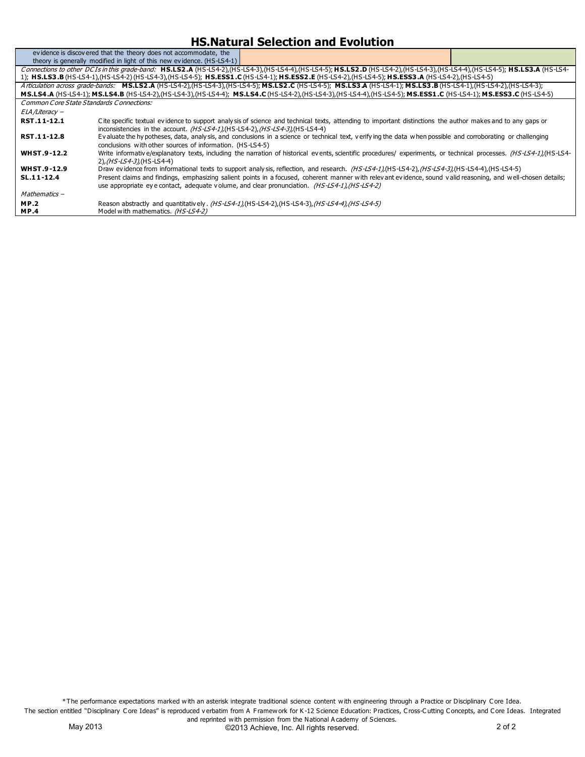# HS.Natural Selection and Evolution

| | | |
|---|---|---|
| evidence is discovered that the theory does not accommodate, the theory is generally modified in light of this new evidence. (HS-LS4-1) | | |

*Connections to other DCIs in this grade-band:* **HS.LS2.A** (HS-LS4-2),(HS-LS4-3),(HS-LS4-4),(HS-LS4-5); **HS.LS2.D** (HS-LS4-2),(HS-LS4-3),(HS-LS4-4),(HS-LS4-5); **HS.LS3.A** (HS-LS4-1); **HS.LS3.B** (HS-LS4-1),(HS-LS4-2) (HS-LS4-3),(HS-LS4-5); **HS.ESS1.C** (HS-LS4-1); **HS.ESS2.E** (HS-LS4-2),(HS-LS4-5); **HS.ESS3.A** (HS-LS4-2),(HS-LS4-5)

*Articulation across grade-bands:* **MS.LS2.A** (HS-LS4-2),(HS-LS4-3),(HS-LS4-5); **MS.LS2.C** (HS-LS4-5); **MS.LS3.A** (HS-LS4-1); **MS.LS3.B** (HS-LS4-1),(HS-LS4-2),(HS-LS4-3); **MS.LS4.A** (HS-LS4-1); **MS.LS4.B** (HS-LS4-2),(HS-LS4-3),(HS-LS4-4); **MS.LS4.C** (HS-LS4-2),(HS-LS4-3),(HS-LS4-4),(HS-LS4-5); **MS.ESS1.C** (HS-LS4-1); **MS.ESS3.C** (HS-LS4-5)

*Common Core State Standards Connections:*

*ELA/Literacy –*

| | |
|---|---|
| **RST.11-12.1** | Cite specific textual evidence to support analysis of science and technical texts, attending to important distinctions the author makes and to any gaps or inconsistencies in the account. *(HS-LS4-1)*,(HS-LS4-2),*(HS-LS4-3)*,(HS-LS4-4) |
| **RST.11-12.8** | Evaluate the hypotheses, data, analysis, and conclusions in a science or technical text, verifying the data when possible and corroborating or challenging conclusions with other sources of information. (HS-LS4-5) |
| **WHST.9-12.2** | Write informative/explanatory texts, including the narration of historical events, scientific procedures/ experiments, or technical processes. *(HS-LS4-1)*,(HS-LS4-2),*(HS-LS4-3)*,(HS-LS4-4) |
| **WHST.9-12.9** | Draw evidence from informational texts to support analysis, reflection, and research. *(HS-LS4-1)*,(HS-LS4-2),*(HS-LS4-3)*,(HS-LS4-4),(HS-LS4-5) |
| **SL.11-12.4** | Present claims and findings, emphasizing salient points in a focused, coherent manner with relevant evidence, sound valid reasoning, and well-chosen details; use appropriate eye contact, adequate volume, and clear pronunciation. *(HS-LS4-1)*,*(HS-LS4-2)* |

*Mathematics –*

| | |
|---|---|
| **MP.2** | Reason abstractly and quantitatively. *(HS-LS4-1)*,(HS-LS4-2),(HS-LS4-3),*(HS-LS4-4)*,*(HS-LS4-5)* |
| **MP.4** | Model with mathematics. *(HS-LS4-2)* |

*The performance expectations marked with an asterisk integrate traditional science content with engineering through a Practice or Disciplinary Core Idea.
The section entitled "Disciplinary Core Ideas" is reproduced verbatim from A Framework for K-12 Science Education: Practices, Cross-Cutting Concepts, and Core Ideas. Integrated and reprinted with permission from the National Academy of Sciences.

May 2013 ©2013 Achieve, Inc. All rights reserved.